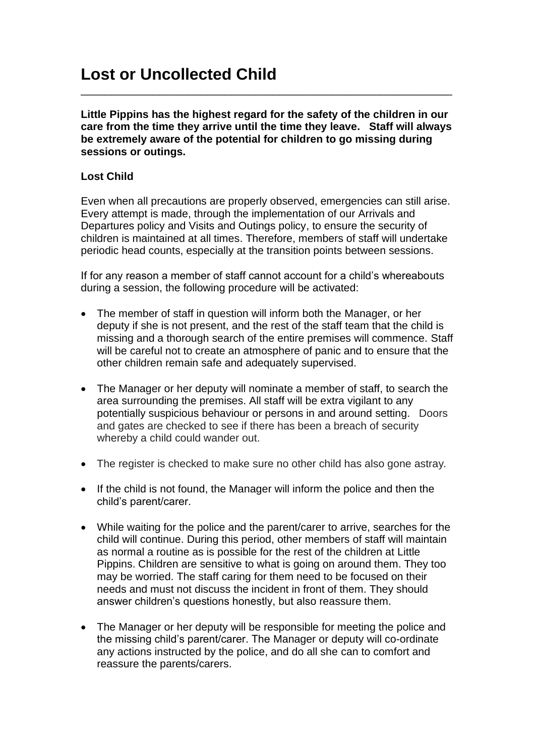# Lost or Uncollected Child

**Little Pippins has the highest regard for the safety of the children in our care from the time they arrive until the time they leave. Staff will always be extremely aware of the potential for children to go missing during sessions or outings.**

### Lost Child

Even when all precautions are properly observed, emergencies can still arise. Every attempt is made, through the implementation of our Arrivals and Departures policy and Visits and Outings policy, to ensure the security of children is maintained at all times. Therefore, members of staff will undertake periodic head counts, especially at the transition points between sessions.

If for any reason a member of staff cannot account for a child's whereabouts during a session, the following procedure will be activated:

- The member of staff in question will inform both the Manager, or her deputy if she is not present, and the rest of the staff team that the child is missing and a thorough search of the entire premises will commence. Staff will be careful not to create an atmosphere of panic and to ensure that the other children remain safe and adequately supervised.
- The Manager or her deputy will nominate a member of staff, to search the area surrounding the premises. All staff will be extra vigilant to any potentially suspicious behaviour or persons in and around setting. Doors and gates are checked to see if there has been a breach of security whereby a child could wander out.
- The register is checked to make sure no other child has also gone astray.
- If the child is not found, the Manager will inform the police and then the child's parent/carer.
- While waiting for the police and the parent/carer to arrive, searches for the child will continue. During this period, other members of staff will maintain as normal a routine as is possible for the rest of the children at Little Pippins. Children are sensitive to what is going on around them. They too may be worried. The staff caring for them need to be focused on their needs and must not discuss the incident in front of them. They should answer children's questions honestly, but also reassure them.
- The Manager or her deputy will be responsible for meeting the police and the missing child's parent/carer. The Manager or deputy will co-ordinate any actions instructed by the police, and do all she can to comfort and reassure the parents/carers.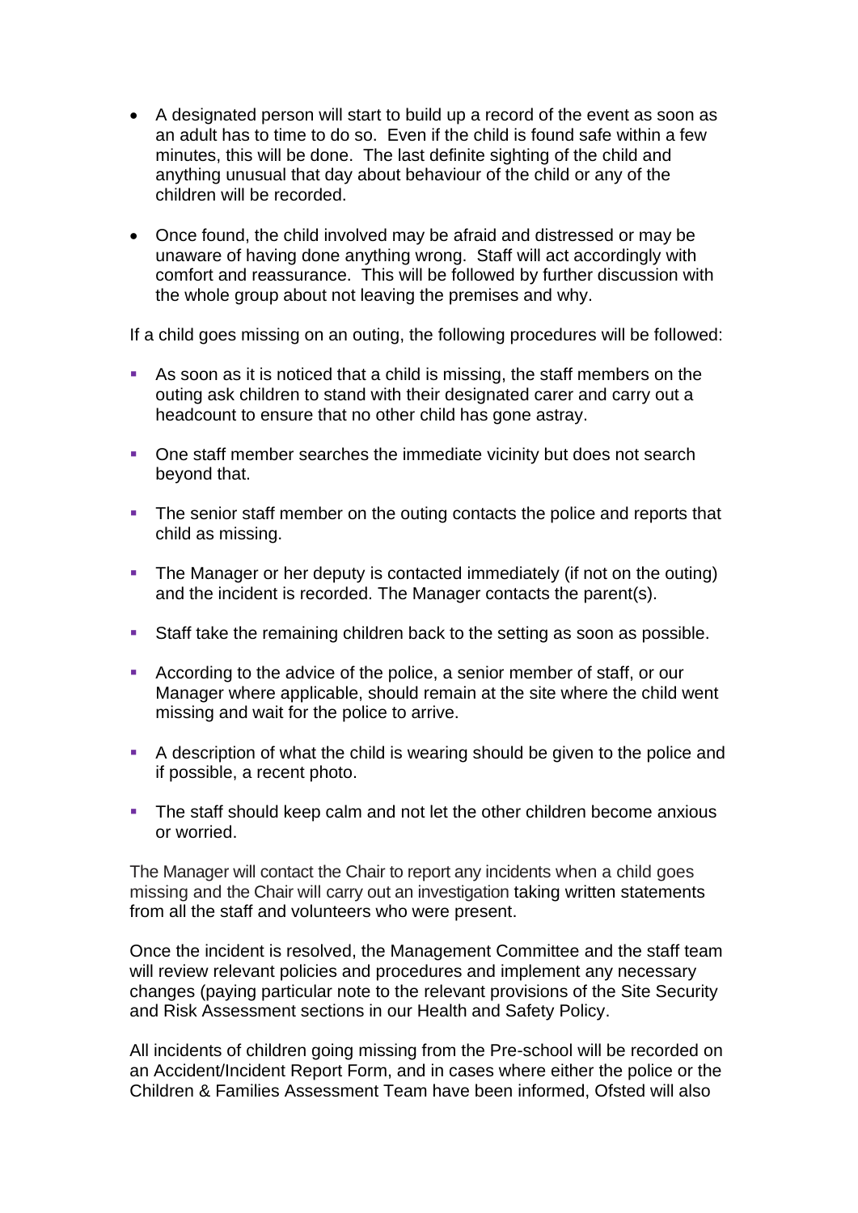- A designated person will start to build up a record of the event as soon as an adult has to time to do so. Even if the child is found safe within a few minutes, this will be done. The last definite sighting of the child and anything unusual that day about behaviour of the child or any of the children will be recorded.

- Once found, the child involved may be afraid and distressed or may be unaware of having done anything wrong. Staff will act accordingly with comfort and reassurance. This will be followed by further discussion with the whole group about not leaving the premises and why.

If a child goes missing on an outing, the following procedures will be followed:

- As soon as it is noticed that a child is missing, the staff members on the outing ask children to stand with their designated carer and carry out a headcount to ensure that no other child has gone astray.
- One staff member searches the immediate vicinity but does not search beyond that.
- The senior staff member on the outing contacts the police and reports that child as missing.
- The Manager or her deputy is contacted immediately (if not on the outing) and the incident is recorded. The Manager contacts the parent(s).
- Staff take the remaining children back to the setting as soon as possible.
- According to the advice of the police, a senior member of staff, or our Manager where applicable, should remain at the site where the child went missing and wait for the police to arrive.
- A description of what the child is wearing should be given to the police and if possible, a recent photo.
- The staff should keep calm and not let the other children become anxious or worried.

The Manager will contact the Chair to report any incidents when a child goes missing and the Chair will carry out an investigation taking written statements from all the staff and volunteers who were present.

Once the incident is resolved, the Management Committee and the staff team will review relevant policies and procedures and implement any necessary changes (paying particular note to the relevant provisions of the Site Security and Risk Assessment sections in our Health and Safety Policy.

All incidents of children going missing from the Pre-school will be recorded on an Accident/Incident Report Form, and in cases where either the police or the Children & Families Assessment Team have been informed, Ofsted will also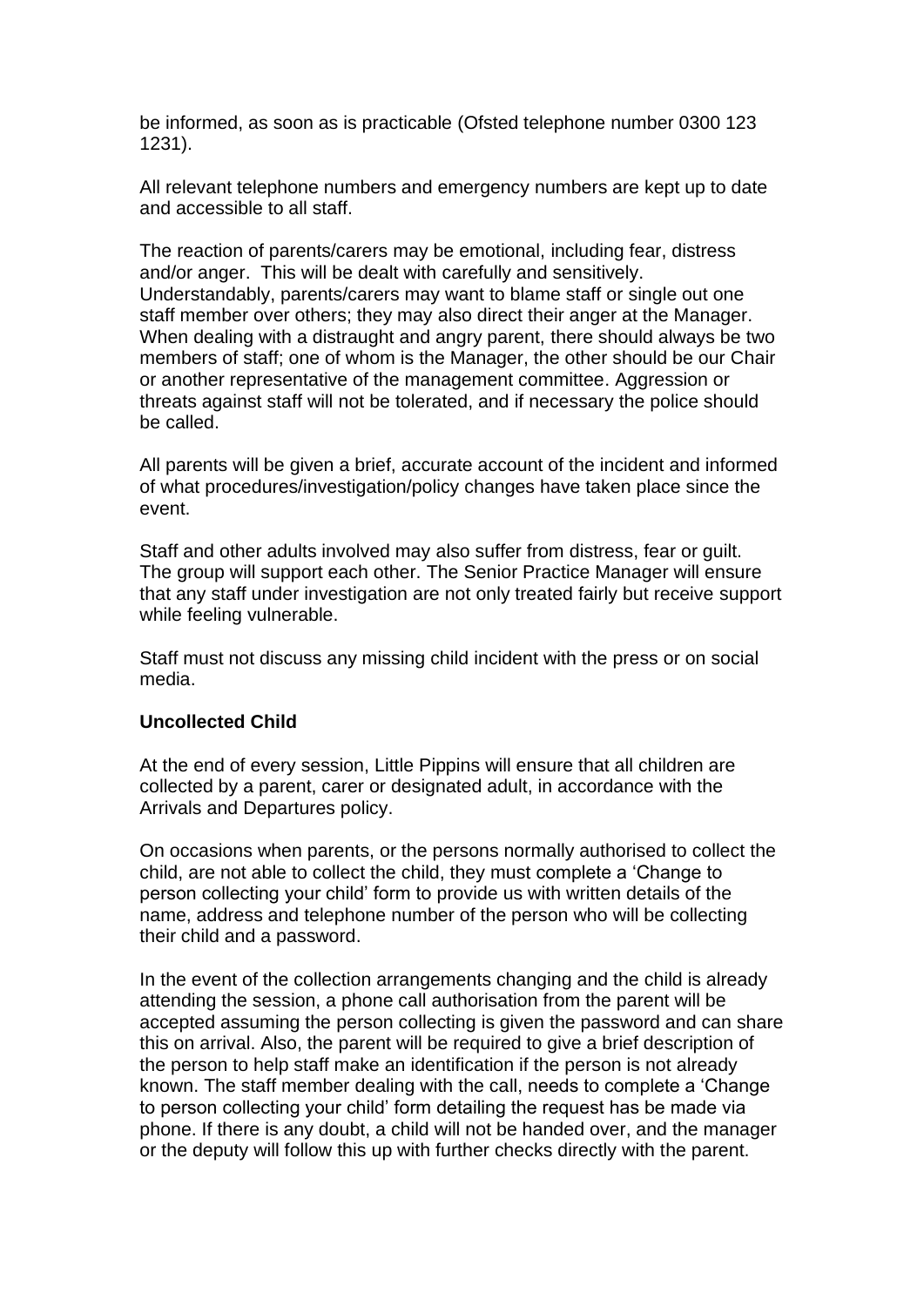be informed, as soon as is practicable (Ofsted telephone number 0300 123 1231).

All relevant telephone numbers and emergency numbers are kept up to date and accessible to all staff.

The reaction of parents/carers may be emotional, including fear, distress and/or anger. This will be dealt with carefully and sensitively. Understandably, parents/carers may want to blame staff or single out one staff member over others; they may also direct their anger at the Manager. When dealing with a distraught and angry parent, there should always be two members of staff; one of whom is the Manager, the other should be our Chair or another representative of the management committee. Aggression or threats against staff will not be tolerated, and if necessary the police should be called.

All parents will be given a brief, accurate account of the incident and informed of what procedures/investigation/policy changes have taken place since the event.

Staff and other adults involved may also suffer from distress, fear or guilt. The group will support each other. The Senior Practice Manager will ensure that any staff under investigation are not only treated fairly but receive support while feeling vulnerable.

Staff must not discuss any missing child incident with the press or on social media.

**Uncollected Child**

At the end of every session, Little Pippins will ensure that all children are collected by a parent, carer or designated adult, in accordance with the Arrivals and Departures policy.

On occasions when parents, or the persons normally authorised to collect the child, are not able to collect the child, they must complete a 'Change to person collecting your child' form to provide us with written details of the name, address and telephone number of the person who will be collecting their child and a password.

In the event of the collection arrangements changing and the child is already attending the session, a phone call authorisation from the parent will be accepted assuming the person collecting is given the password and can share this on arrival. Also, the parent will be required to give a brief description of the person to help staff make an identification if the person is not already known. The staff member dealing with the call, needs to complete a 'Change to person collecting your child' form detailing the request has be made via phone. If there is any doubt, a child will not be handed over, and the manager or the deputy will follow this up with further checks directly with the parent.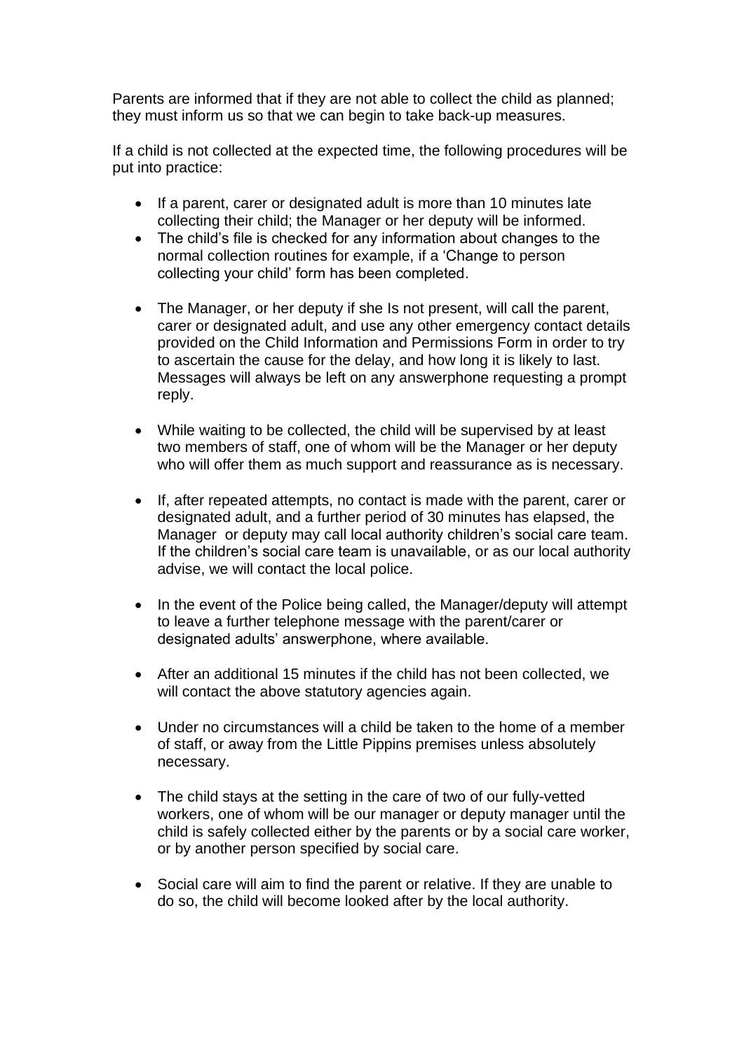Parents are informed that if they are not able to collect the child as planned; they must inform us so that we can begin to take back-up measures.

If a child is not collected at the expected time, the following procedures will be put into practice:

- If a parent, carer or designated adult is more than 10 minutes late collecting their child; the Manager or her deputy will be informed.
- The child's file is checked for any information about changes to the normal collection routines for example, if a 'Change to person collecting your child' form has been completed.
- The Manager, or her deputy if she Is not present, will call the parent, carer or designated adult, and use any other emergency contact details provided on the Child Information and Permissions Form in order to try to ascertain the cause for the delay, and how long it is likely to last. Messages will always be left on any answerphone requesting a prompt reply.
- While waiting to be collected, the child will be supervised by at least two members of staff, one of whom will be the Manager or her deputy who will offer them as much support and reassurance as is necessary.
- If, after repeated attempts, no contact is made with the parent, carer or designated adult, and a further period of 30 minutes has elapsed, the Manager or deputy may call local authority children's social care team. If the children's social care team is unavailable, or as our local authority advise, we will contact the local police.
- In the event of the Police being called, the Manager/deputy will attempt to leave a further telephone message with the parent/carer or designated adults' answerphone, where available.
- After an additional 15 minutes if the child has not been collected, we will contact the above statutory agencies again.
- Under no circumstances will a child be taken to the home of a member of staff, or away from the Little Pippins premises unless absolutely necessary.
- The child stays at the setting in the care of two of our fully-vetted workers, one of whom will be our manager or deputy manager until the child is safely collected either by the parents or by a social care worker, or by another person specified by social care.
- Social care will aim to find the parent or relative. If they are unable to do so, the child will become looked after by the local authority.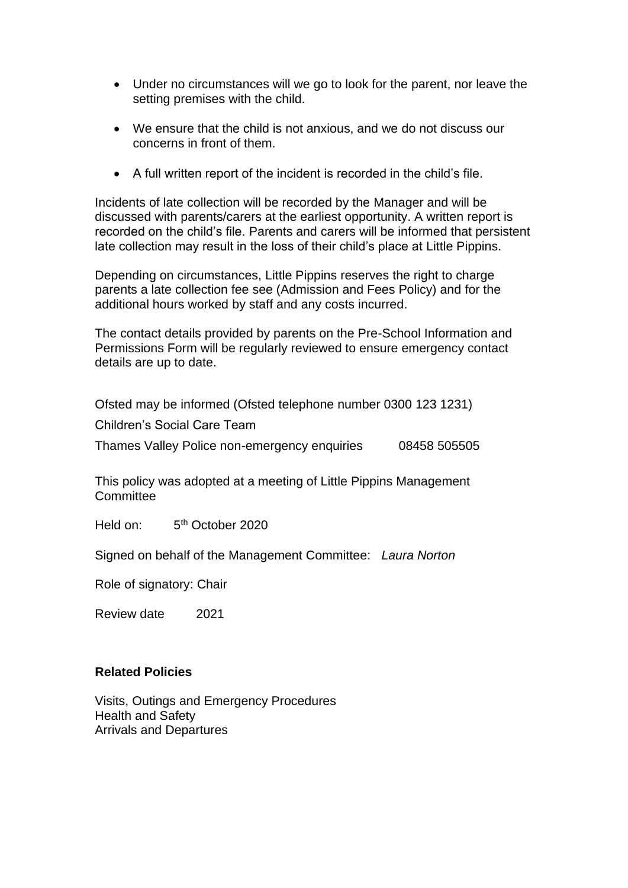- Under no circumstances will we go to look for the parent, nor leave the setting premises with the child.
- We ensure that the child is not anxious, and we do not discuss our concerns in front of them.
- A full written report of the incident is recorded in the child's file.

Incidents of late collection will be recorded by the Manager and will be discussed with parents/carers at the earliest opportunity. A written report is recorded on the child's file. Parents and carers will be informed that persistent late collection may result in the loss of their child's place at Little Pippins.

Depending on circumstances, Little Pippins reserves the right to charge parents a late collection fee see (Admission and Fees Policy) and for the additional hours worked by staff and any costs incurred.

The contact details provided by parents on the Pre-School Information and Permissions Form will be regularly reviewed to ensure emergency contact details are up to date.

Ofsted may be informed (Ofsted telephone number 0300 123 1231)

Children's Social Care Team

Thames Valley Police non-emergency enquiries 08458 505505

This policy was adopted at a meeting of Little Pippins Management Committee

Held on: 5th October 2020

Signed on behalf of the Management Committee: *Laura Norton*

Role of signatory: Chair

Review date 2021

**Related Policies**

Visits, Outings and Emergency Procedures
Health and Safety
Arrivals and Departures